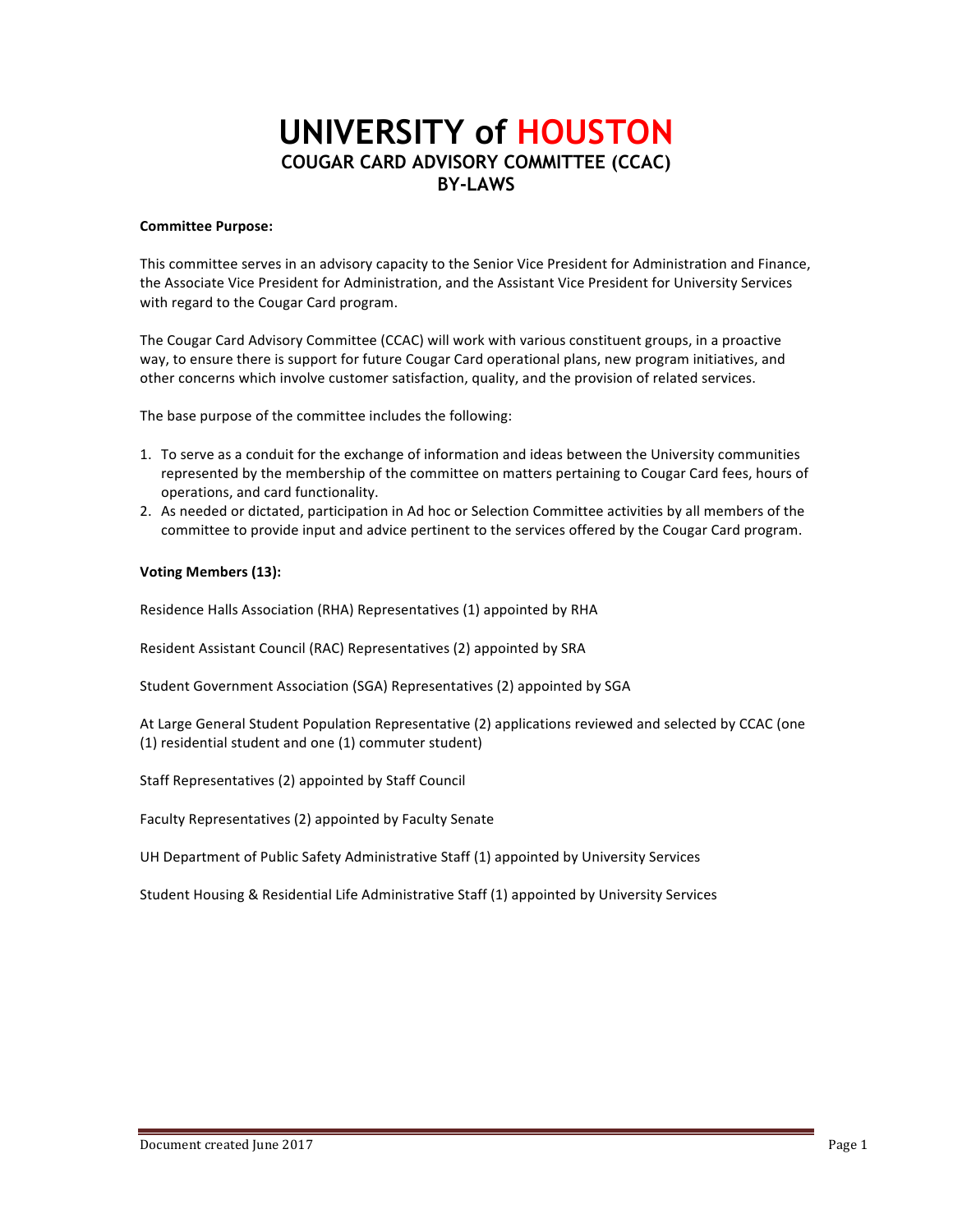# UNIVERSITY of HOUSTON

## COUGAR CARD ADVISORY COMMITTEE (CCAC)

## BY-LAWS

**Committee Purpose:**

This committee serves in an advisory capacity to the Senior Vice President for Administration and Finance, the Associate Vice President for Administration, and the Assistant Vice President for University Services with regard to the Cougar Card program.

The Cougar Card Advisory Committee (CCAC) will work with various constituent groups, in a proactive way, to ensure there is support for future Cougar Card operational plans, new program initiatives, and other concerns which involve customer satisfaction, quality, and the provision of related services.

The base purpose of the committee includes the following:

1. To serve as a conduit for the exchange of information and ideas between the University communities represented by the membership of the committee on matters pertaining to Cougar Card fees, hours of operations, and card functionality.
2. As needed or dictated, participation in Ad hoc or Selection Committee activities by all members of the committee to provide input and advice pertinent to the services offered by the Cougar Card program.

**Voting Members (13):**

Residence Halls Association (RHA) Representatives (1) appointed by RHA

Resident Assistant Council (RAC) Representatives (2) appointed by SRA

Student Government Association (SGA) Representatives (2) appointed by SGA

At Large General Student Population Representative (2) applications reviewed and selected by CCAC (one (1) residential student and one (1) commuter student)

Staff Representatives (2) appointed by Staff Council

Faculty Representatives (2) appointed by Faculty Senate

UH Department of Public Safety Administrative Staff (1) appointed by University Services

Student Housing & Residential Life Administrative Staff (1) appointed by University Services

Document created June 2017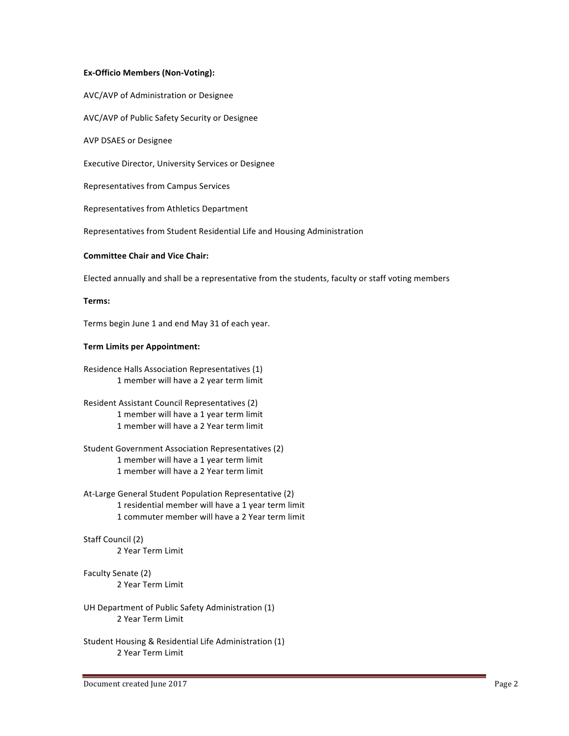**Ex-Officio Members (Non-Voting):**

AVC/AVP of Administration or Designee

AVC/AVP of Public Safety Security or Designee

AVP DSAES or Designee

Executive Director, University Services or Designee

Representatives from Campus Services

Representatives from Athletics Department

Representatives from Student Residential Life and Housing Administration

**Committee Chair and Vice Chair:**

Elected annually and shall be a representative from the students, faculty or staff voting members

**Terms:**

Terms begin June 1 and end May 31 of each year.

**Term Limits per Appointment:**

Residence Halls Association Representatives (1)
- 1 member will have a 2 year term limit

Resident Assistant Council Representatives (2)
- 1 member will have a 1 year term limit
- 1 member will have a 2 Year term limit

Student Government Association Representatives (2)
- 1 member will have a 1 year term limit
- 1 member will have a 2 Year term limit

At-Large General Student Population Representative (2)
- 1 residential member will have a 1 year term limit
- 1 commuter member will have a 2 Year term limit

Staff Council (2)
- 2 Year Term Limit

Faculty Senate (2)
- 2 Year Term Limit

UH Department of Public Safety Administration (1)
- 2 Year Term Limit

Student Housing & Residential Life Administration (1)
- 2 Year Term Limit

Document created June 2017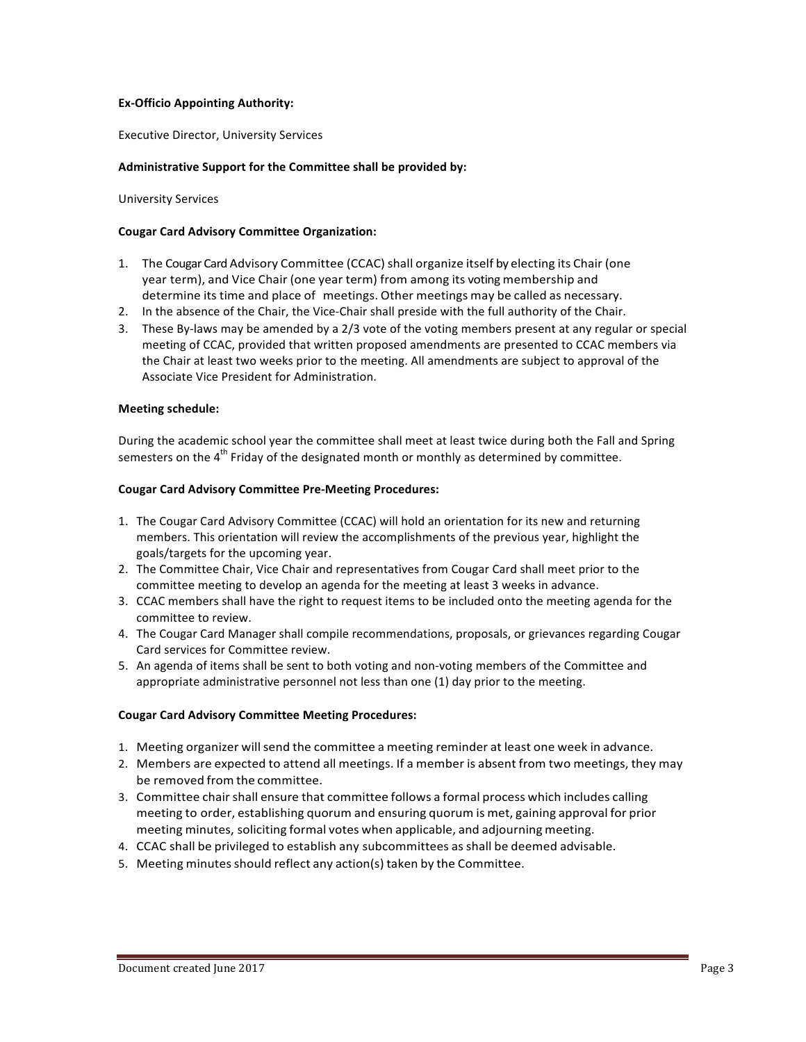**Ex-Officio Appointing Authority:**

Executive Director, University Services

**Administrative Support for the Committee shall be provided by:**

University Services

**Cougar Card Advisory Committee Organization:**

1. The Cougar Card Advisory Committee (CCAC) shall organize itself by electing its Chair (one year term), and Vice Chair (one year term) from among its voting membership and determine its time and place of meetings. Other meetings may be called as necessary.
2. In the absence of the Chair, the Vice-Chair shall preside with the full authority of the Chair.
3. These By-laws may be amended by a 2/3 vote of the voting members present at any regular or special meeting of CCAC, provided that written proposed amendments are presented to CCAC members via the Chair at least two weeks prior to the meeting. All amendments are subject to approval of the Associate Vice President for Administration.

**Meeting schedule:**

During the academic school year the committee shall meet at least twice during both the Fall and Spring semesters on the 4th Friday of the designated month or monthly as determined by committee.

**Cougar Card Advisory Committee Pre-Meeting Procedures:**

1. The Cougar Card Advisory Committee (CCAC) will hold an orientation for its new and returning members. This orientation will review the accomplishments of the previous year, highlight the goals/targets for the upcoming year.
2. The Committee Chair, Vice Chair and representatives from Cougar Card shall meet prior to the committee meeting to develop an agenda for the meeting at least 3 weeks in advance.
3. CCAC members shall have the right to request items to be included onto the meeting agenda for the committee to review.
4. The Cougar Card Manager shall compile recommendations, proposals, or grievances regarding Cougar Card services for Committee review.
5. An agenda of items shall be sent to both voting and non-voting members of the Committee and appropriate administrative personnel not less than one (1) day prior to the meeting.

**Cougar Card Advisory Committee Meeting Procedures:**

1. Meeting organizer will send the committee a meeting reminder at least one week in advance.
2. Members are expected to attend all meetings. If a member is absent from two meetings, they may be removed from the committee.
3. Committee chair shall ensure that committee follows a formal process which includes calling meeting to order, establishing quorum and ensuring quorum is met, gaining approval for prior meeting minutes, soliciting formal votes when applicable, and adjourning meeting.
4. CCAC shall be privileged to establish any subcommittees as shall be deemed advisable.
5. Meeting minutes should reflect any action(s) taken by the Committee.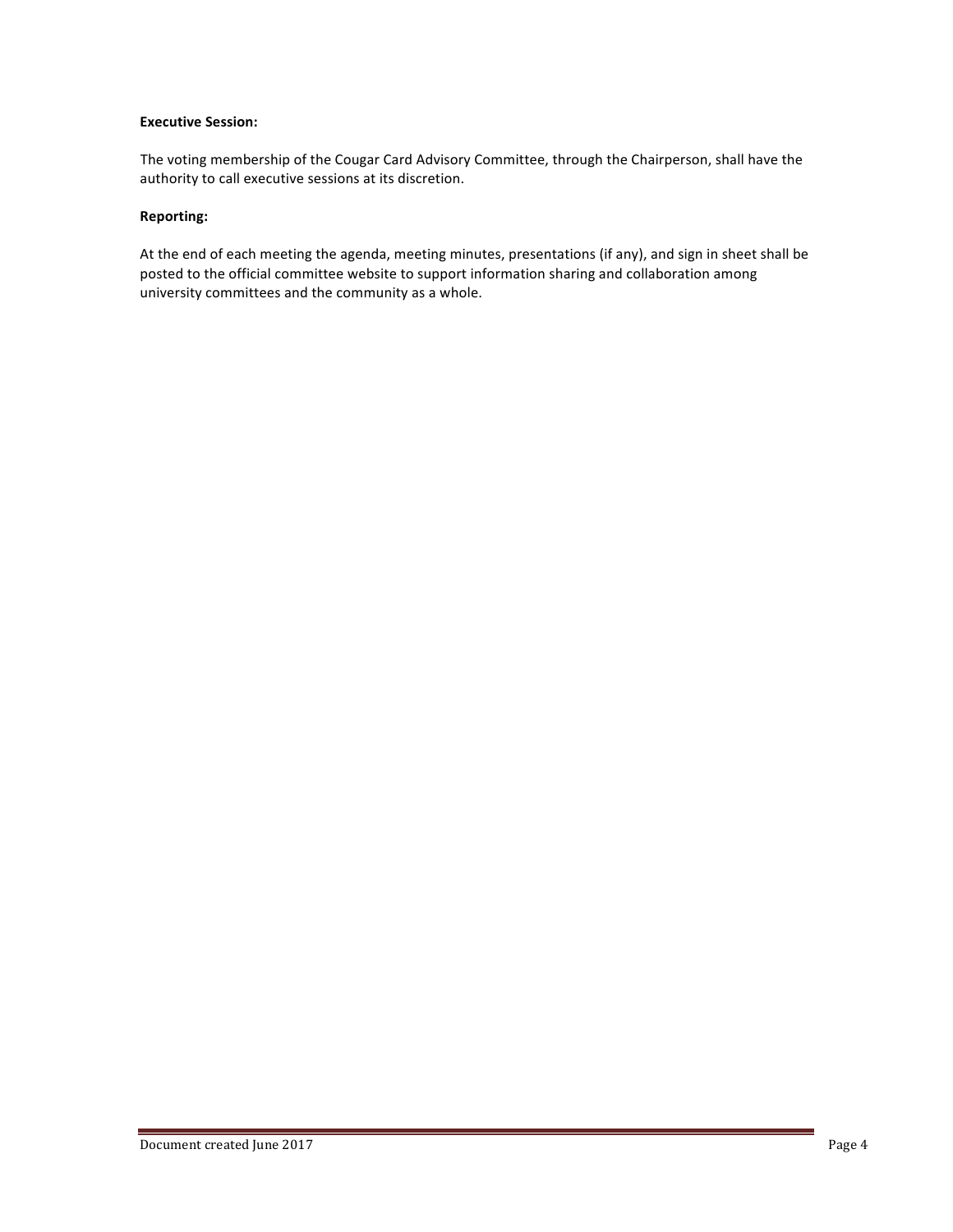**Executive Session:**

The voting membership of the Cougar Card Advisory Committee, through the Chairperson, shall have the authority to call executive sessions at its discretion.

**Reporting:**

At the end of each meeting the agenda, meeting minutes, presentations (if any), and sign in sheet shall be posted to the official committee website to support information sharing and collaboration among university committees and the community as a whole.